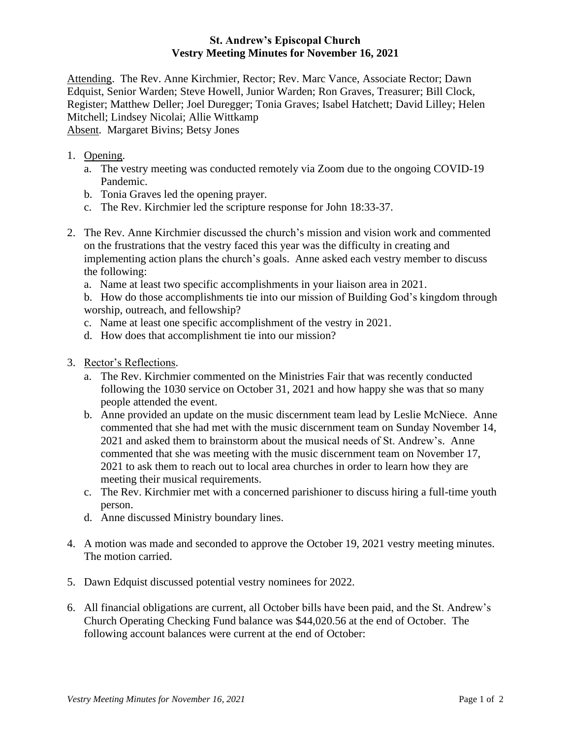**St. Andrew's Episcopal Church**
**Vestry Meeting Minutes for November 16, 2021**

Attending. The Rev. Anne Kirchmier, Rector; Rev. Marc Vance, Associate Rector; Dawn Edquist, Senior Warden; Steve Howell, Junior Warden; Ron Graves, Treasurer; Bill Clock, Register; Matthew Deller; Joel Duregger; Tonia Graves; Isabel Hatchett; David Lilley; Helen Mitchell; Lindsey Nicolai; Allie Wittkamp
Absent. Margaret Bivins; Betsy Jones

1. Opening.
   a. The vestry meeting was conducted remotely via Zoom due to the ongoing COVID-19 Pandemic.
   b. Tonia Graves led the opening prayer.
   c. The Rev. Kirchmier led the scripture response for John 18:33-37.

2. The Rev. Anne Kirchmier discussed the church's mission and vision work and commented on the frustrations that the vestry faced this year was the difficulty in creating and implementing action plans the church's goals. Anne asked each vestry member to discuss the following:
   a. Name at least two specific accomplishments in your liaison area in 2021.
   b. How do those accomplishments tie into our mission of Building God's kingdom through worship, outreach, and fellowship?
   c. Name at least one specific accomplishment of the vestry in 2021.
   d. How does that accomplishment tie into our mission?

3. Rector's Reflections.
   a. The Rev. Kirchmier commented on the Ministries Fair that was recently conducted following the 1030 service on October 31, 2021 and how happy she was that so many people attended the event.
   b. Anne provided an update on the music discernment team lead by Leslie McNiece. Anne commented that she had met with the music discernment team on Sunday November 14, 2021 and asked them to brainstorm about the musical needs of St. Andrew's. Anne commented that she was meeting with the music discernment team on November 17, 2021 to ask them to reach out to local area churches in order to learn how they are meeting their musical requirements.
   c. The Rev. Kirchmier met with a concerned parishioner to discuss hiring a full-time youth person.
   d. Anne discussed Ministry boundary lines.

4. A motion was made and seconded to approve the October 19, 2021 vestry meeting minutes. The motion carried.

5. Dawn Edquist discussed potential vestry nominees for 2022.

6. All financial obligations are current, all October bills have been paid, and the St. Andrew's Church Operating Checking Fund balance was $44,020.56 at the end of October. The following account balances were current at the end of October: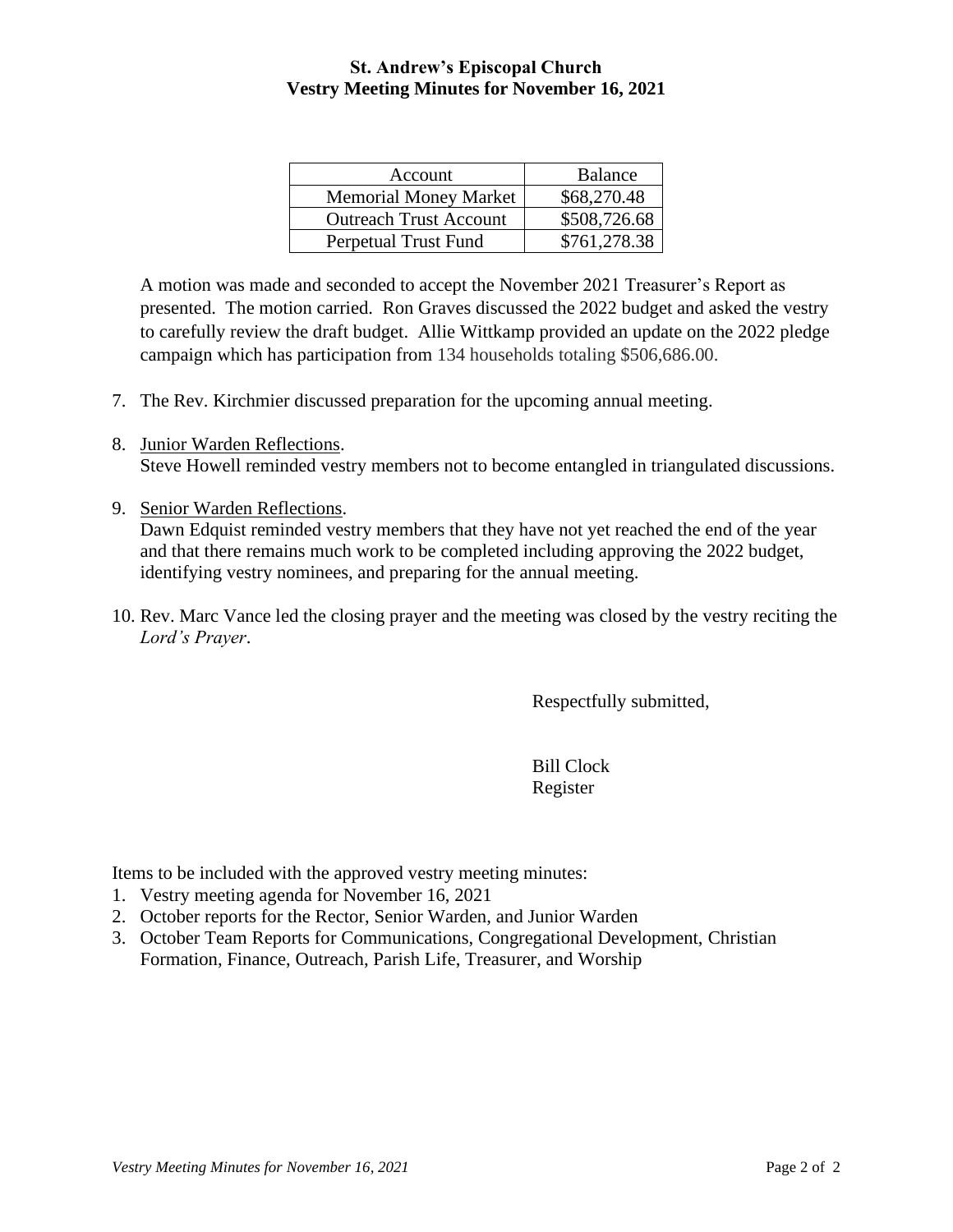**St. Andrew's Episcopal Church**
**Vestry Meeting Minutes for November 16, 2021**

| Account | Balance |
|---|---|
| Memorial Money Market | $68,270.48 |
| Outreach Trust Account | $508,726.68 |
| Perpetual Trust Fund | $761,278.38 |

A motion was made and seconded to accept the November 2021 Treasurer's Report as presented. The motion carried. Ron Graves discussed the 2022 budget and asked the vestry to carefully review the draft budget. Allie Wittkamp provided an update on the 2022 pledge campaign which has participation from 134 households totaling $506,686.00.

7. The Rev. Kirchmier discussed preparation for the upcoming annual meeting.

8. Junior Warden Reflections.
   Steve Howell reminded vestry members not to become entangled in triangulated discussions.

9. Senior Warden Reflections.
   Dawn Edquist reminded vestry members that they have not yet reached the end of the year and that there remains much work to be completed including approving the 2022 budget, identifying vestry nominees, and preparing for the annual meeting.

10. Rev. Marc Vance led the closing prayer and the meeting was closed by the vestry reciting the *Lord's Prayer*.

Respectfully submitted,

Bill Clock
Register

Items to be included with the approved vestry meeting minutes:

1. Vestry meeting agenda for November 16, 2021
2. October reports for the Rector, Senior Warden, and Junior Warden
3. October Team Reports for Communications, Congregational Development, Christian Formation, Finance, Outreach, Parish Life, Treasurer, and Worship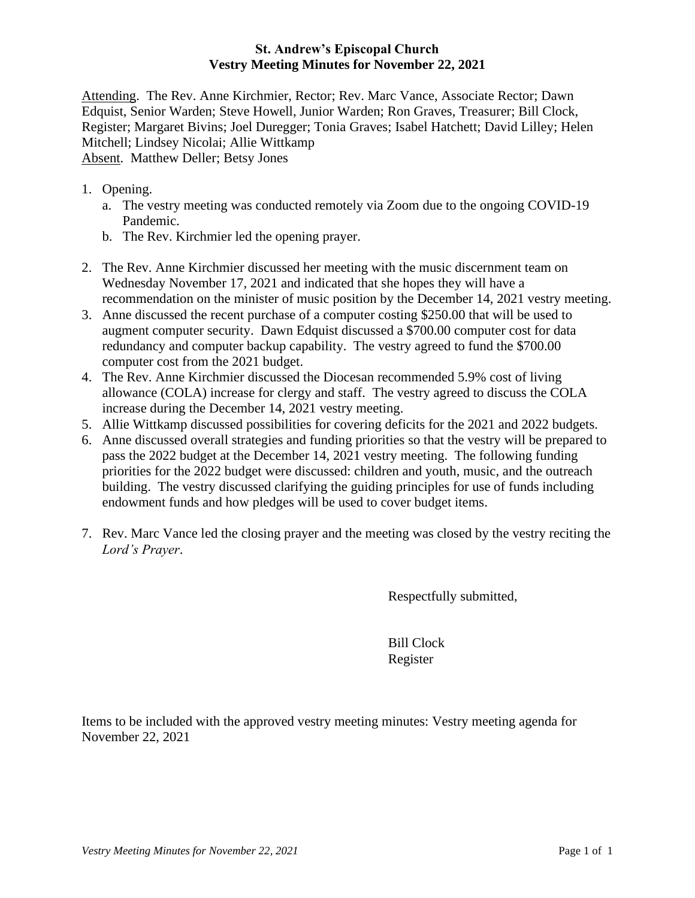**St. Andrew's Episcopal Church**
**Vestry Meeting Minutes for November 22, 2021**

Attending. The Rev. Anne Kirchmier, Rector; Rev. Marc Vance, Associate Rector; Dawn Edquist, Senior Warden; Steve Howell, Junior Warden; Ron Graves, Treasurer; Bill Clock, Register; Margaret Bivins; Joel Duregger; Tonia Graves; Isabel Hatchett; David Lilley; Helen Mitchell; Lindsey Nicolai; Allie Wittkamp
Absent. Matthew Deller; Betsy Jones

1. Opening.
   a. The vestry meeting was conducted remotely via Zoom due to the ongoing COVID-19 Pandemic.
   b. The Rev. Kirchmier led the opening prayer.

2. The Rev. Anne Kirchmier discussed her meeting with the music discernment team on Wednesday November 17, 2021 and indicated that she hopes they will have a recommendation on the minister of music position by the December 14, 2021 vestry meeting.
3. Anne discussed the recent purchase of a computer costing $250.00 that will be used to augment computer security. Dawn Edquist discussed a $700.00 computer cost for data redundancy and computer backup capability. The vestry agreed to fund the $700.00 computer cost from the 2021 budget.
4. The Rev. Anne Kirchmier discussed the Diocesan recommended 5.9% cost of living allowance (COLA) increase for clergy and staff. The vestry agreed to discuss the COLA increase during the December 14, 2021 vestry meeting.
5. Allie Wittkamp discussed possibilities for covering deficits for the 2021 and 2022 budgets.
6. Anne discussed overall strategies and funding priorities so that the vestry will be prepared to pass the 2022 budget at the December 14, 2021 vestry meeting. The following funding priorities for the 2022 budget were discussed: children and youth, music, and the outreach building. The vestry discussed clarifying the guiding principles for use of funds including endowment funds and how pledges will be used to cover budget items.

7. Rev. Marc Vance led the closing prayer and the meeting was closed by the vestry reciting the *Lord's Prayer*.

Respectfully submitted,

Bill Clock
Register

Items to be included with the approved vestry meeting minutes: Vestry meeting agenda for November 22, 2021